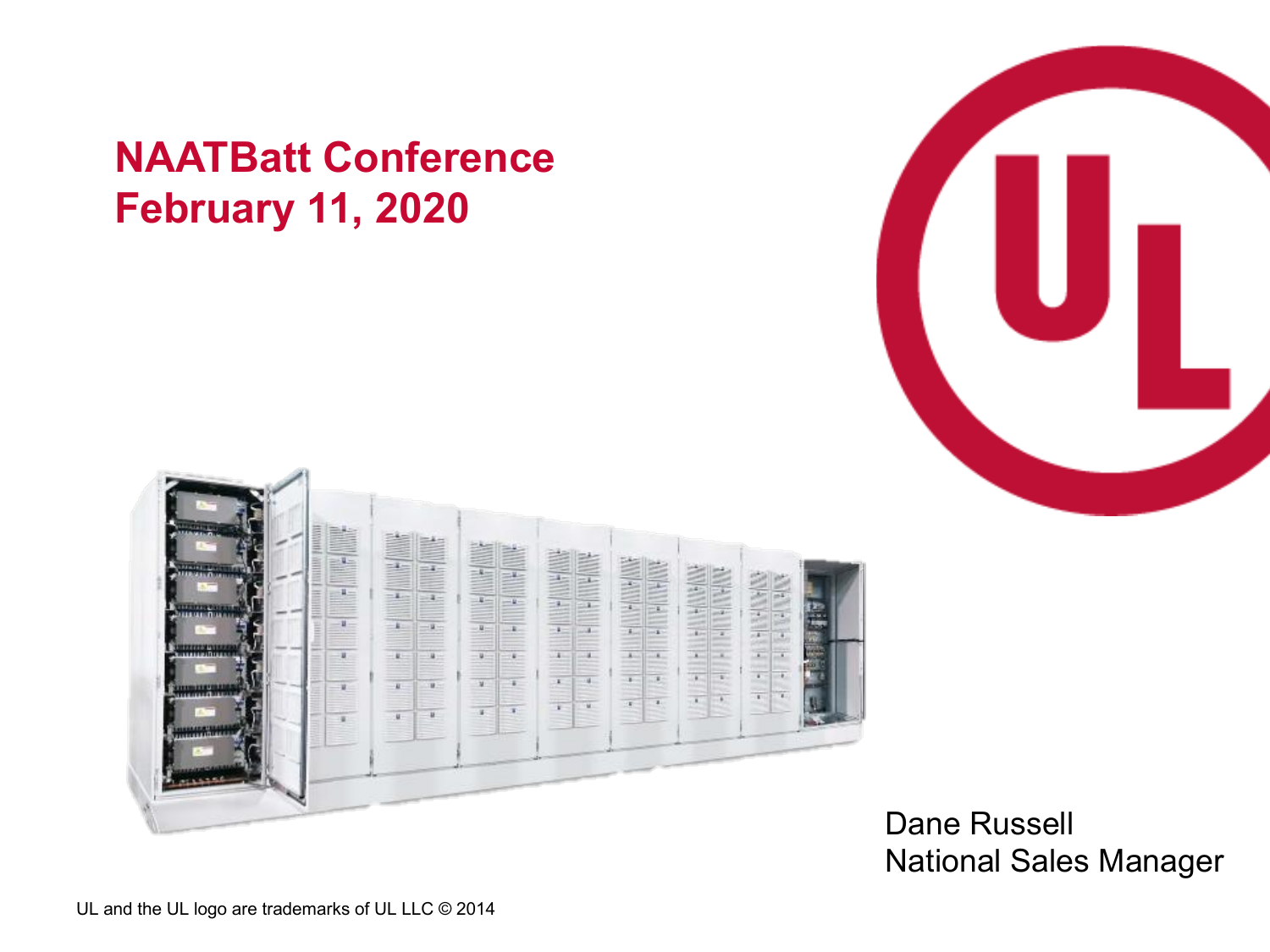# NAATBatt Conference
# February 11, 2020

Dane Russell
National Sales Manager

UL and the UL logo are trademarks of UL LLC © 2014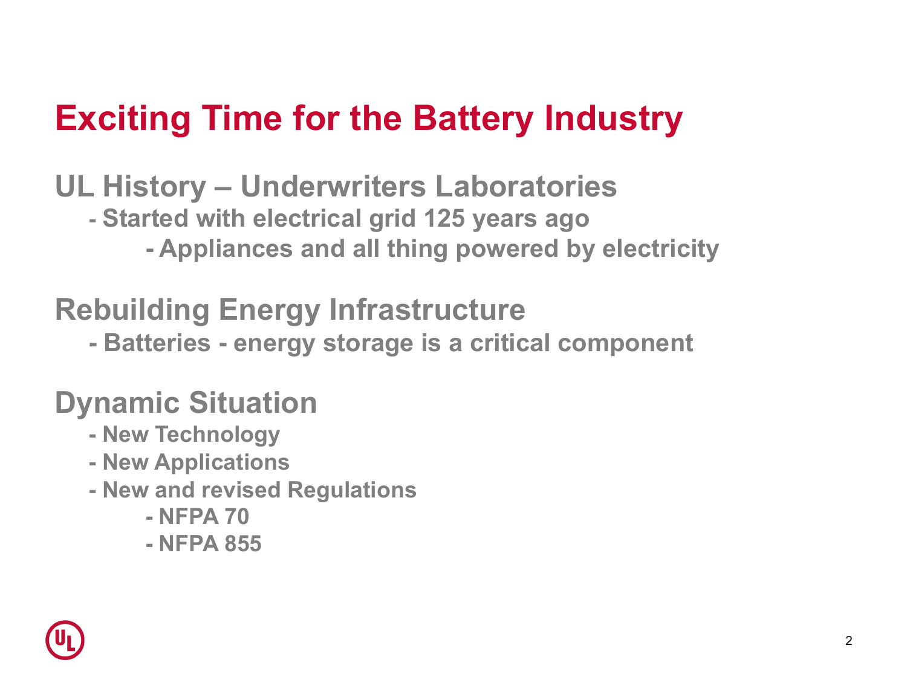# Exciting Time for the Battery Industry

## UL History – Underwriters Laboratories

- Started with electrical grid 125 years ago
  - Appliances and all thing powered by electricity

## Rebuilding Energy Infrastructure

- Batteries - energy storage is a critical component

## Dynamic Situation

- New Technology
- New Applications
- New and revised Regulations
  - NFPA 70
  - NFPA 855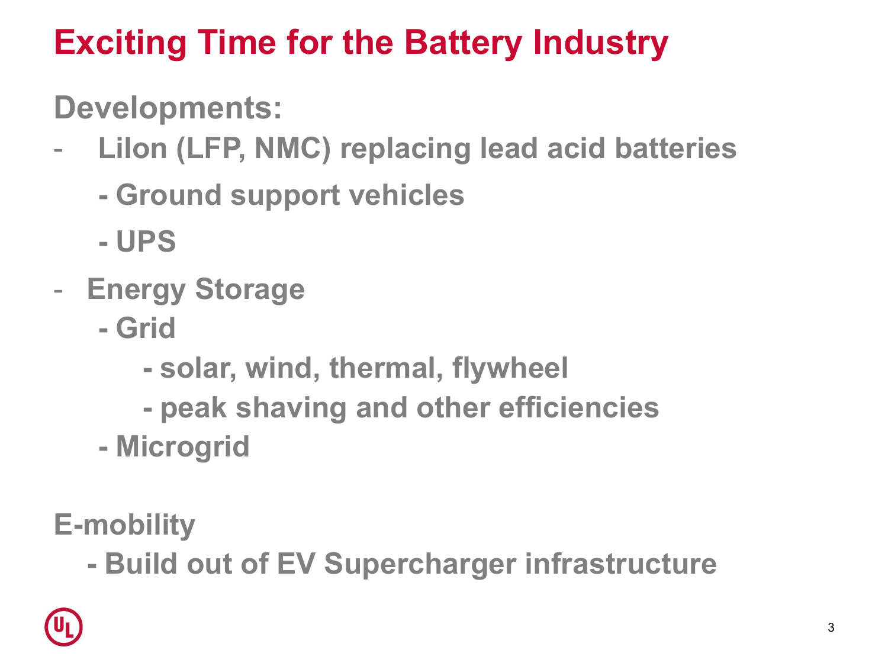# Exciting Time for the Battery Industry

**Developments:**

- **LiIon (LFP, NMC) replacing lead acid batteries**
  - **Ground support vehicles**
  - **UPS**
- **Energy Storage**
  - **Grid**
    - **solar, wind, thermal, flywheel**
    - **peak shaving and other efficiencies**
  - **Microgrid**

**E-mobility**

- **Build out of EV Supercharger infrastructure**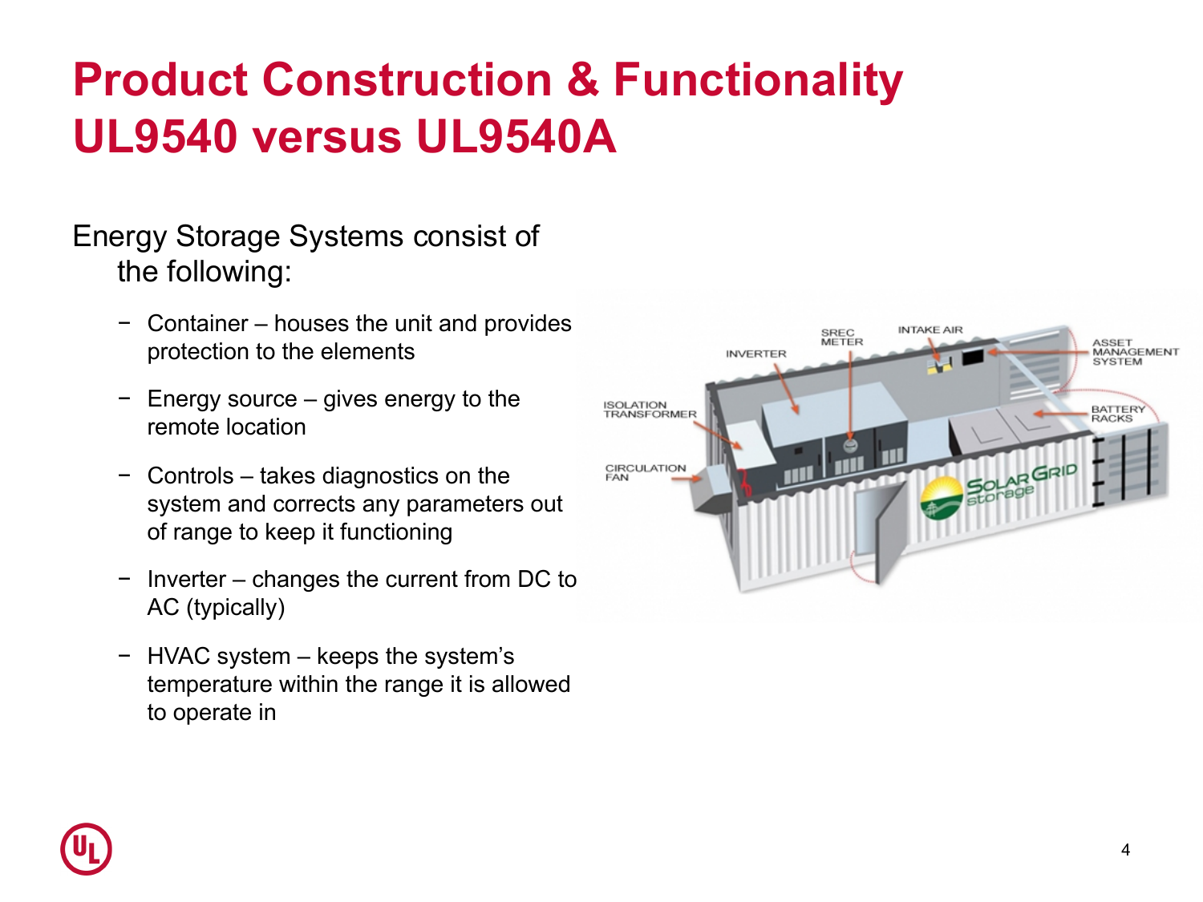# Product Construction & Functionality UL9540 versus UL9540A

Energy Storage Systems consist of the following:

- Container – houses the unit and provides protection to the elements
- Energy source – gives energy to the remote location
- Controls – takes diagnostics on the system and corrects any parameters out of range to keep it functioning
- Inverter – changes the current from DC to AC (typically)
- HVAC system – keeps the system's temperature within the range it is allowed to operate in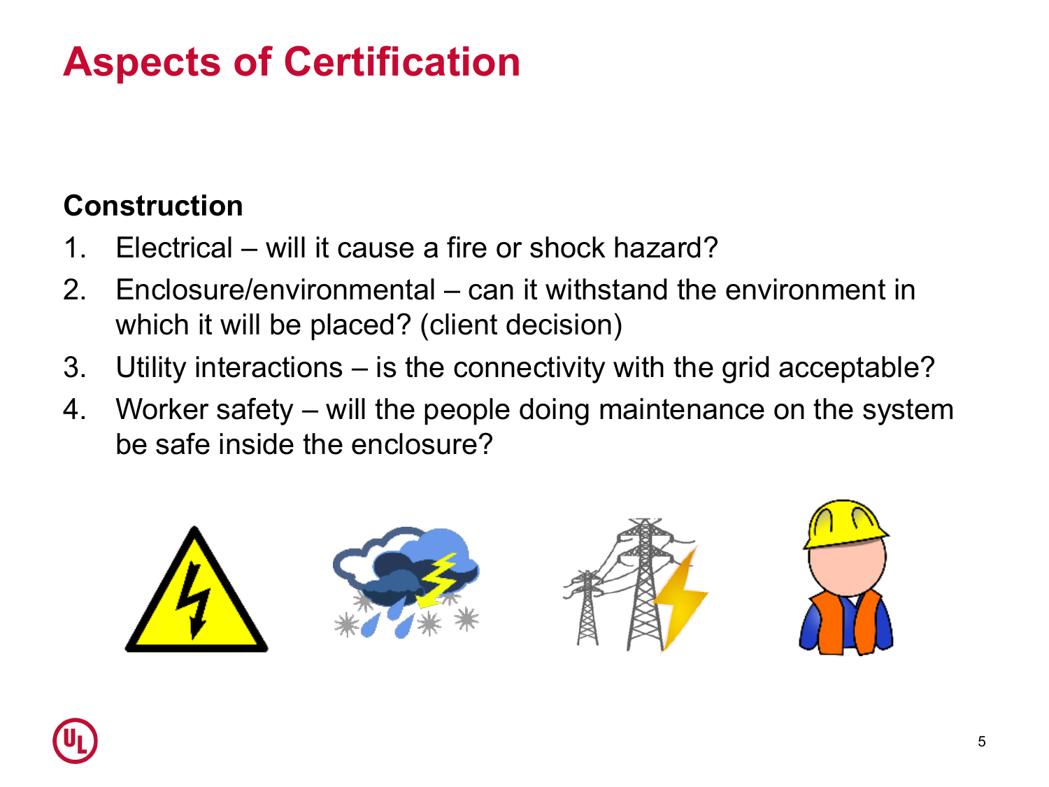# Aspects of Certification

**Construction**

1. Electrical – will it cause a fire or shock hazard?
2. Enclosure/environmental – can it withstand the environment in which it will be placed? (client decision)
3. Utility interactions – is the connectivity with the grid acceptable?
4. Worker safety – will the people doing maintenance on the system be safe inside the enclosure?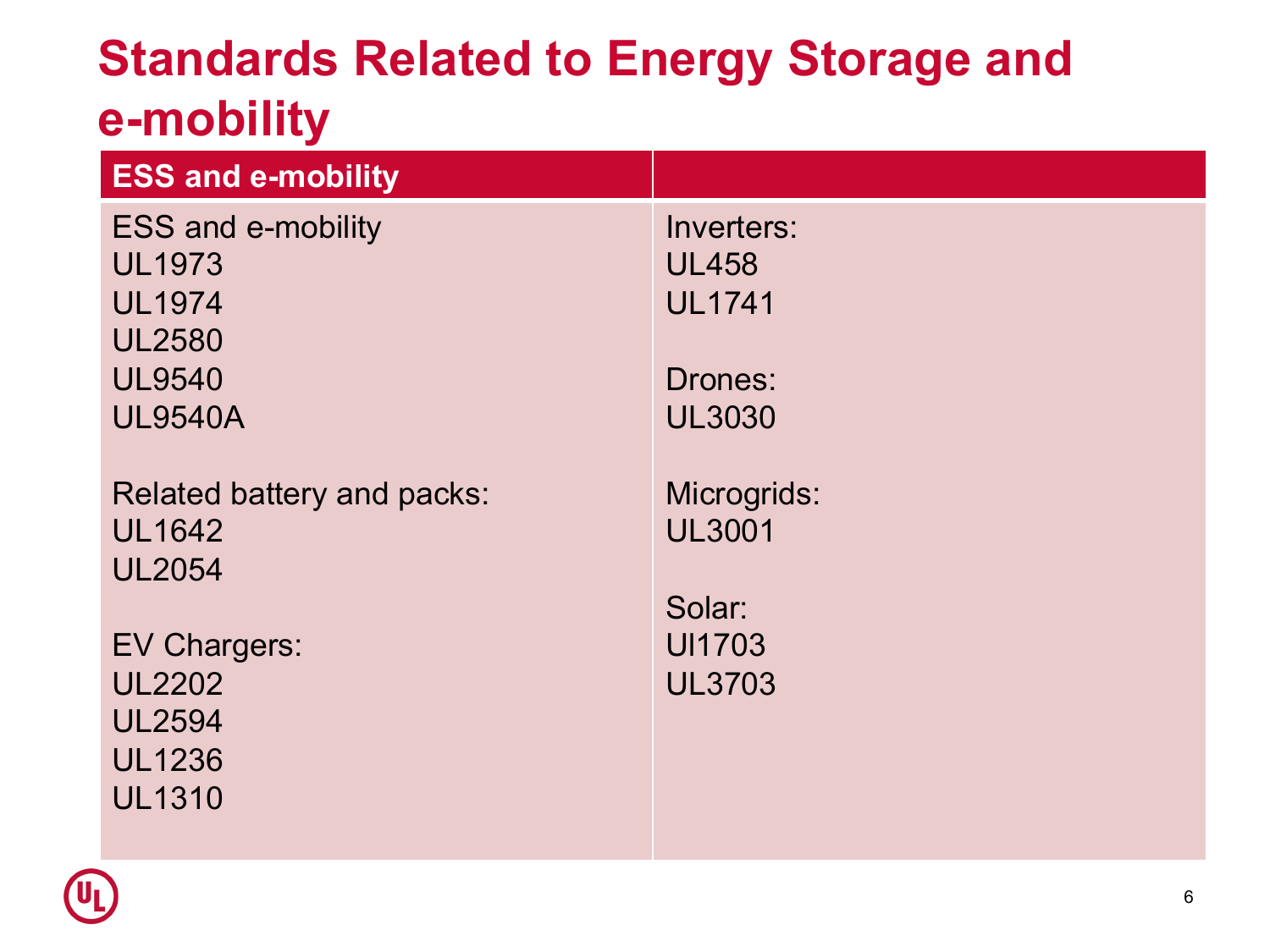# Standards Related to Energy Storage and e-mobility

| ESS and e-mobility | |
|---|---|
| ESS and e-mobility<br>UL1973<br>UL1974<br>UL2580<br>UL9540<br>UL9540A<br><br>Related battery and packs:<br>UL1642<br>UL2054<br><br>EV Chargers:<br>UL2202<br>UL2594<br>UL1236<br>UL1310 | Inverters:<br>UL458<br>UL1741<br><br>Drones:<br>UL3030<br><br>Microgrids:<br>UL3001<br><br>Solar:<br>Ul1703<br>UL3703 |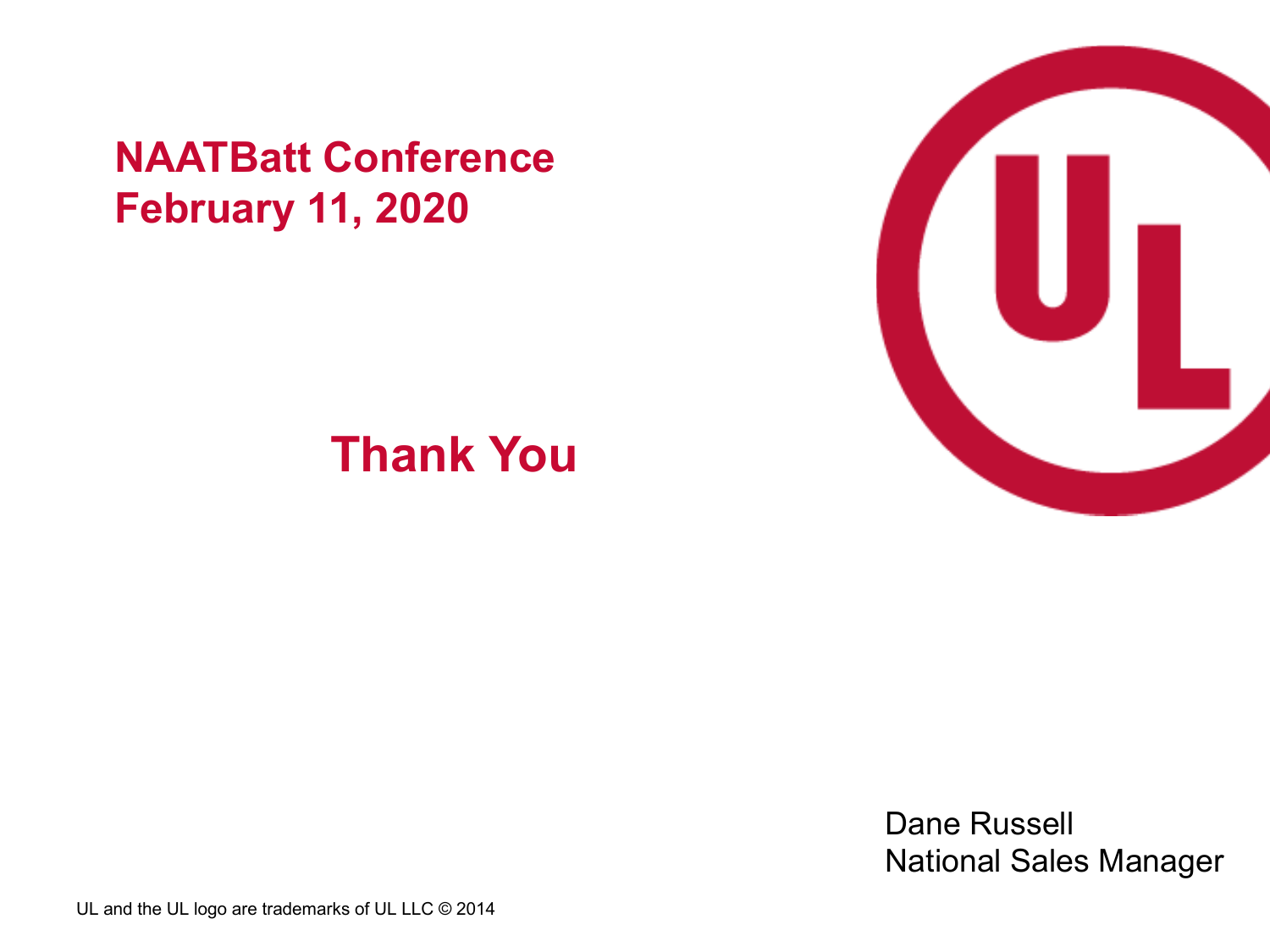# NAATBatt Conference
# February 11, 2020

## Thank You

Dane Russell
National Sales Manager

UL and the UL logo are trademarks of UL LLC © 2014